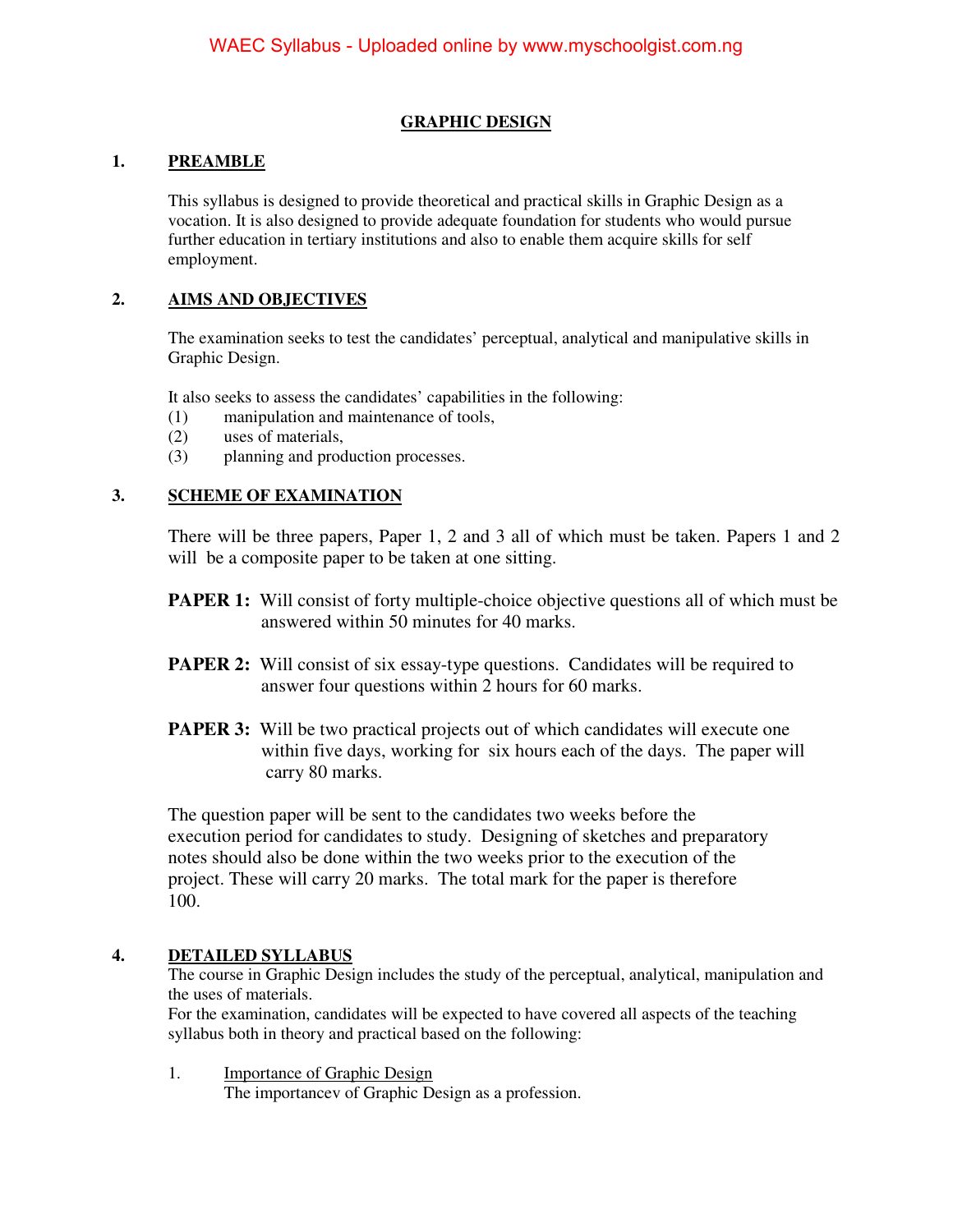# GRAPHIC DESIGN

## 1. PREAMBLE

This syllabus is designed to provide theoretical and practical skills in Graphic Design as a vocation. It is also designed to provide adequate foundation for students who would pursue further education in tertiary institutions and also to enable them acquire skills for self employment.

## 2. AIMS AND OBJECTIVES

The examination seeks to test the candidates' perceptual, analytical and manipulative skills in Graphic Design.

It also seeks to assess the candidates' capabilities in the following:

(1) manipulation and maintenance of tools,
(2) uses of materials,
(3) planning and production processes.

## 3. SCHEME OF EXAMINATION

There will be three papers, Paper 1, 2 and 3 all of which must be taken. Papers 1 and 2 will be a composite paper to be taken at one sitting.

**PAPER 1:** Will consist of forty multiple-choice objective questions all of which must be answered within 50 minutes for 40 marks.

**PAPER 2:** Will consist of six essay-type questions. Candidates will be required to answer four questions within 2 hours for 60 marks.

**PAPER 3:** Will be two practical projects out of which candidates will execute one within five days, working for six hours each of the days. The paper will carry 80 marks.

The question paper will be sent to the candidates two weeks before the execution period for candidates to study. Designing of sketches and preparatory notes should also be done within the two weeks prior to the execution of the project. These will carry 20 marks. The total mark for the paper is therefore 100.

## 4. DETAILED SYLLABUS

The course in Graphic Design includes the study of the perceptual, analytical, manipulation and the uses of materials.
For the examination, candidates will be expected to have covered all aspects of the teaching syllabus both in theory and practical based on the following:

1. Importance of Graphic Design
   The importancev of Graphic Design as a profession.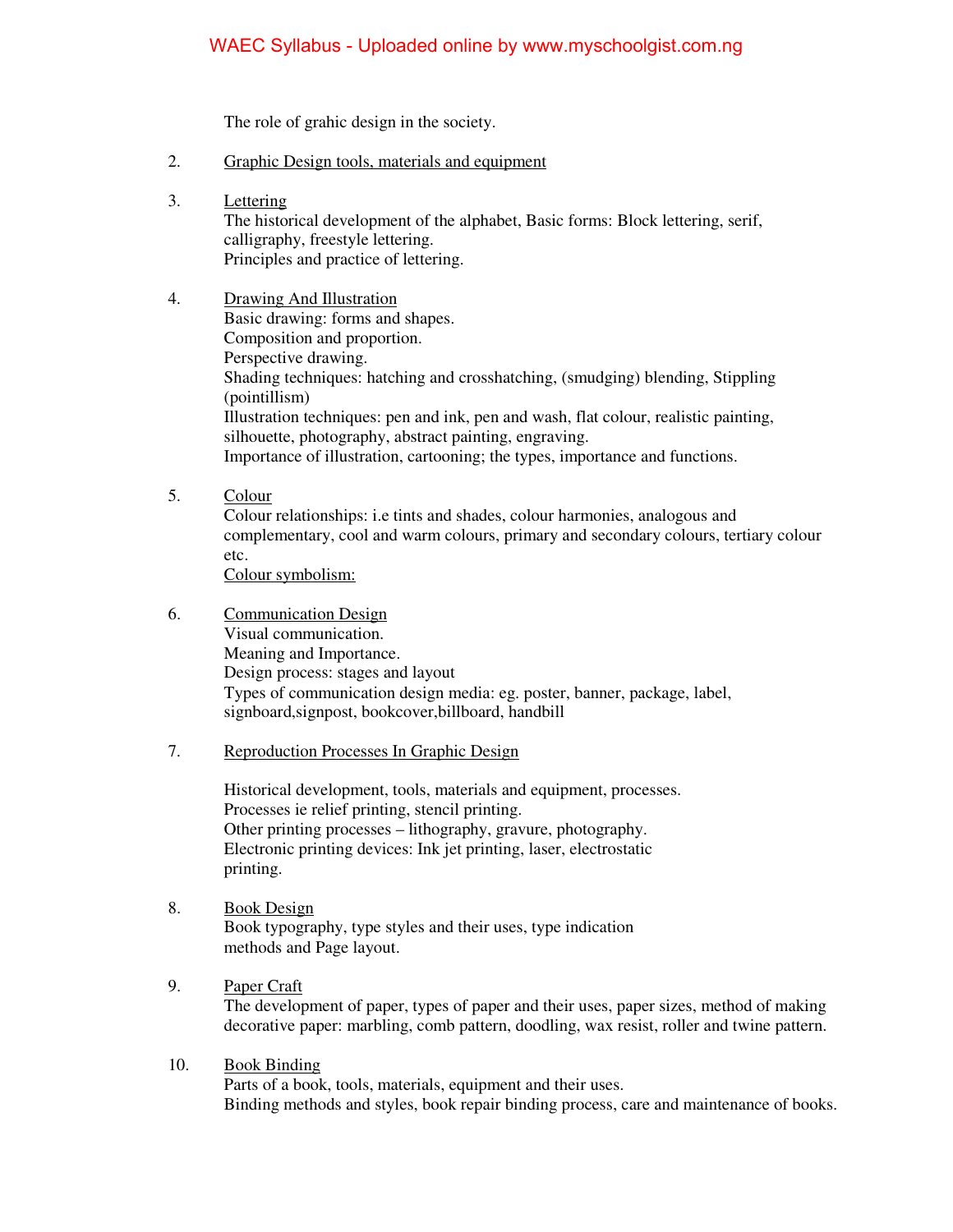The role of grahic design in the society.

2. <u>Graphic Design tools, materials and equipment</u>

3. <u>Lettering</u>
   The historical development of the alphabet, Basic forms: Block lettering, serif, calligraphy, freestyle lettering.
   Principles and practice of lettering.

4. <u>Drawing And Illustration</u>
   Basic drawing: forms and shapes.
   Composition and proportion.
   Perspective drawing.
   Shading techniques: hatching and crosshatching, (smudging) blending, Stippling (pointillism)
   Illustration techniques: pen and ink, pen and wash, flat colour, realistic painting, silhouette, photography, abstract painting, engraving.
   Importance of illustration, cartooning; the types, importance and functions.

5. <u>Colour</u>
   Colour relationships: i.e tints and shades, colour harmonies, analogous and complementary, cool and warm colours, primary and secondary colours, tertiary colour etc.
   <u>Colour symbolism:</u>

6. <u>Communication Design</u>
   Visual communication.
   Meaning and Importance.
   Design process: stages and layout
   Types of communication design media: eg. poster, banner, package, label, signboard,signpost, bookcover,billboard, handbill

7. <u>Reproduction Processes In Graphic Design</u>

   Historical development, tools, materials and equipment, processes.
   Processes ie relief printing, stencil printing.
   Other printing processes – lithography, gravure, photography.
   Electronic printing devices: Ink jet printing, laser, electrostatic printing.

8. <u>Book Design</u>
   Book typography, type styles and their uses, type indication methods and Page layout.

9. <u>Paper Craft</u>
   The development of paper, types of paper and their uses, paper sizes, method of making decorative paper: marbling, comb pattern, doodling, wax resist, roller and twine pattern.

10. <u>Book Binding</u>
    Parts of a book, tools, materials, equipment and their uses.
    Binding methods and styles, book repair binding process, care and maintenance of books.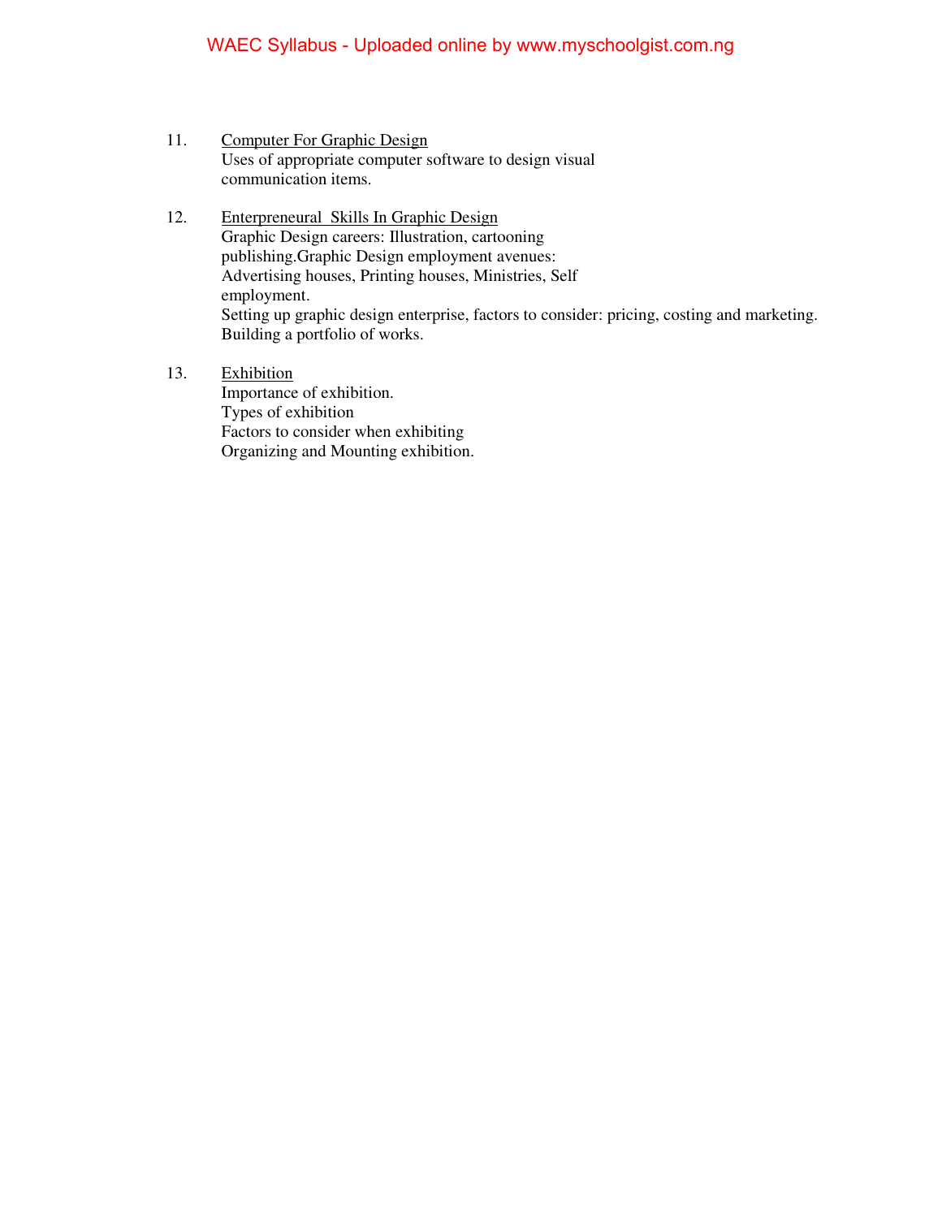11. <u>Computer For Graphic Design</u>
    Uses of appropriate computer software to design visual
    communication items.

12. <u>Enterpreneural  Skills In Graphic Design</u>
    Graphic Design careers: Illustration, cartooning
    publishing.Graphic Design employment avenues:
    Advertising houses, Printing houses, Ministries, Self
    employment.
    Setting up graphic design enterprise, factors to consider: pricing, costing and marketing.
    Building a portfolio of works.

13. <u>Exhibition</u>
    Importance of exhibition.
    Types of exhibition
    Factors to consider when exhibiting
    Organizing and Mounting exhibition.